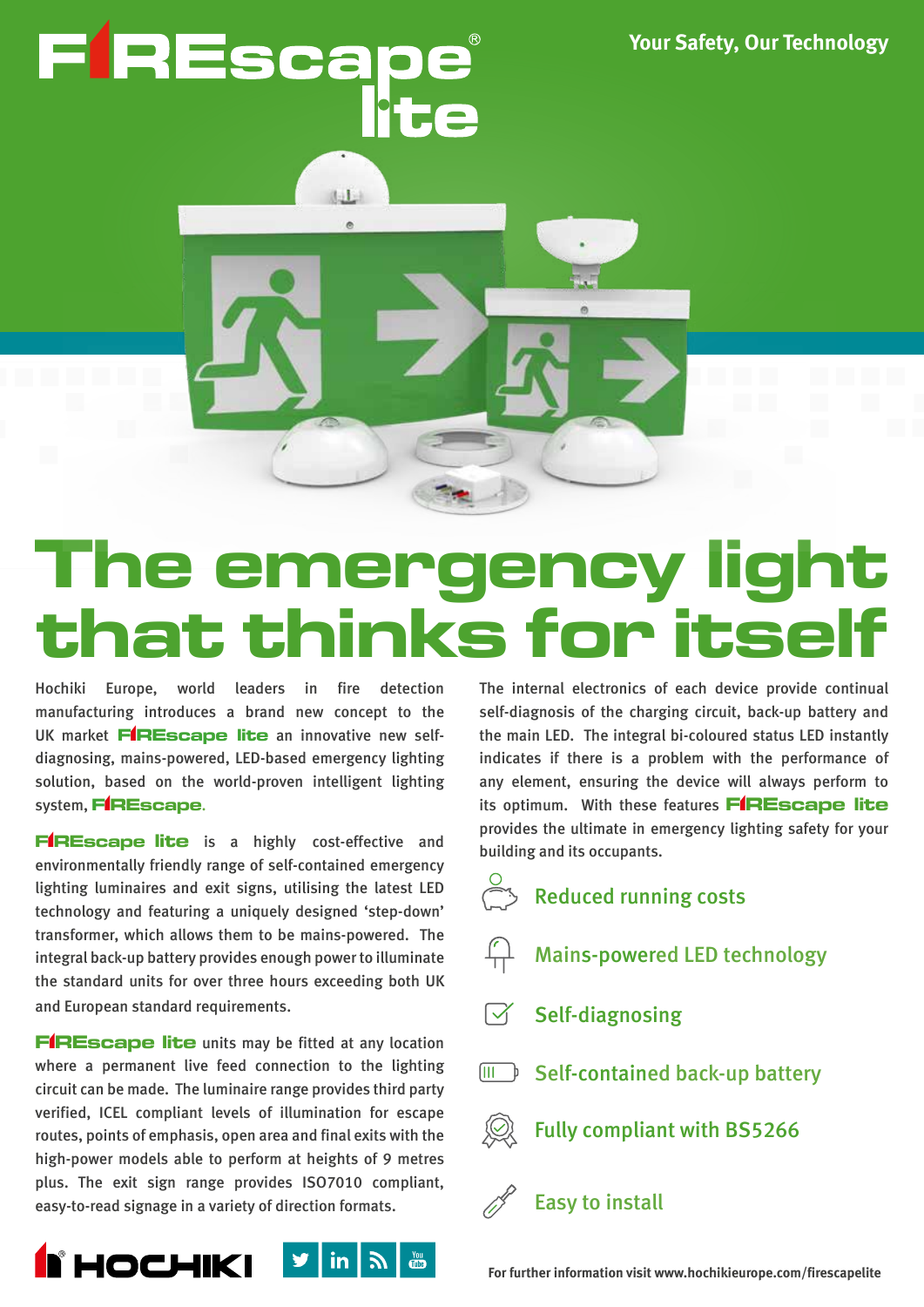# FIREscape® lite

Your Safety, Our Technology

# The emergency light that thinks for itself

Hochiki Europe, world leaders in fire detection manufacturing introduces a brand new concept to the UK market **FIREscape lite** an innovative new self-diagnosing, mains-powered, LED-based emergency lighting solution, based on the world-proven intelligent lighting system, **FIREscape**.

**FIREscape lite** is a highly cost-effective and environmentally friendly range of self-contained emergency lighting luminaires and exit signs, utilising the latest LED technology and featuring a uniquely designed 'step-down' transformer, which allows them to be mains-powered. The integral back-up battery provides enough power to illuminate the standard units for over three hours exceeding both UK and European standard requirements.

**FIREscape lite** units may be fitted at any location where a permanent live feed connection to the lighting circuit can be made. The luminaire range provides third party verified, ICEL compliant levels of illumination for escape routes, points of emphasis, open area and final exits with the high-power models able to perform at heights of 9 metres plus. The exit sign range provides ISO7010 compliant, easy-to-read signage in a variety of direction formats.

The internal electronics of each device provide continual self-diagnosis of the charging circuit, back-up battery and the main LED. The integral bi-coloured status LED instantly indicates if there is a problem with the performance of any element, ensuring the device will always perform to its optimum. With these features **FIREscape lite** provides the ultimate in emergency lighting safety for your building and its occupants.

- Reduced running costs
- Mains-powered LED technology
- Self-diagnosing
- Self-contained back-up battery
- Fully compliant with BS5266
- Easy to install

HOCHIKI

For further information visit www.hochikieurope.com/firescapelite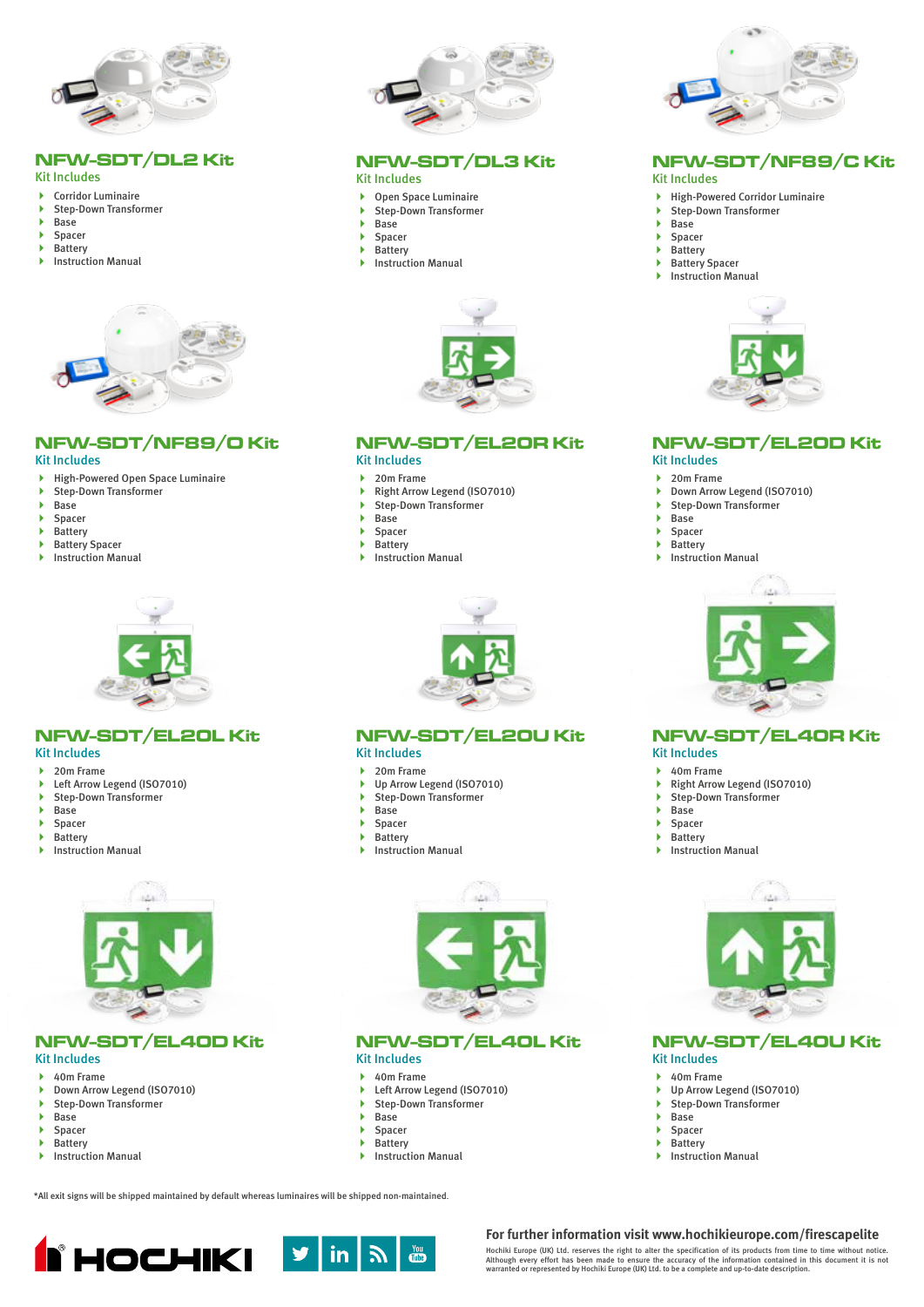## NFW-SDT/DL2 Kit

### Kit Includes

- Corridor Luminaire
- Step-Down Transformer
- Base
- Spacer
- Battery
- Instruction Manual

## NFW-SDT/DL3 Kit

### Kit Includes

- Open Space Luminaire
- Step-Down Transformer
- Base
- Spacer
- Battery
- Instruction Manual

## NFW-SDT/NF89/C Kit

### Kit Includes

- High-Powered Corridor Luminaire
- Step-Down Transformer
- Base
- Spacer
- Battery
- Battery Spacer
- Instruction Manual

## NFW-SDT/NF89/O Kit

### Kit Includes

- High-Powered Open Space Luminaire
- Step-Down Transformer
- Base
- Spacer
- Battery
- Battery Spacer
- Instruction Manual

## NFW-SDT/EL20R Kit

### Kit Includes

- 20m Frame
- Right Arrow Legend (ISO7010)
- Step-Down Transformer
- Base
- Spacer
- Battery
- Instruction Manual

## NFW-SDT/EL20D Kit

### Kit Includes

- 20m Frame
- Down Arrow Legend (ISO7010)
- Step-Down Transformer
- Base
- Spacer
- Battery
- Instruction Manual

## NFW-SDT/EL20L Kit

### Kit Includes

- 20m Frame
- Left Arrow Legend (ISO7010)
- Step-Down Transformer
- Base
- Spacer
- Battery
- Instruction Manual

## NFW-SDT/EL20U Kit

### Kit Includes

- 20m Frame
- Up Arrow Legend (ISO7010)
- Step-Down Transformer
- Base
- Spacer
- Battery
- Instruction Manual

## NFW-SDT/EL40R Kit

### Kit Includes

- 40m Frame
- Right Arrow Legend (ISO7010)
- Step-Down Transformer
- Base
- Spacer
- Battery
- Instruction Manual

## NFW-SDT/EL40D Kit

### Kit Includes

- 40m Frame
- Down Arrow Legend (ISO7010)
- Step-Down Transformer
- Base
- Spacer
- Battery
- Instruction Manual

## NFW-SDT/EL40L Kit

### Kit Includes

- 40m Frame
- Left Arrow Legend (ISO7010)
- Step-Down Transformer
- Base
- Spacer
- Battery
- Instruction Manual

## NFW-SDT/EL40U Kit

### Kit Includes

- 40m Frame
- Up Arrow Legend (ISO7010)
- Step-Down Transformer
- Base
- Spacer
- Battery
- Instruction Manual

*All exit signs will be shipped maintained by default whereas luminaires will be shipped non-maintained.

HOCHIKI

**For further information visit www.hochikieurope.com/firescapelite**

Hochiki Europe (UK) Ltd. reserves the right to alter the specification of its products from time to time without notice. Although every effort has been made to ensure the accuracy of the information contained in this document it is not warranted or represented by Hochiki Europe (UK) Ltd. to be a complete and up-to-date description.